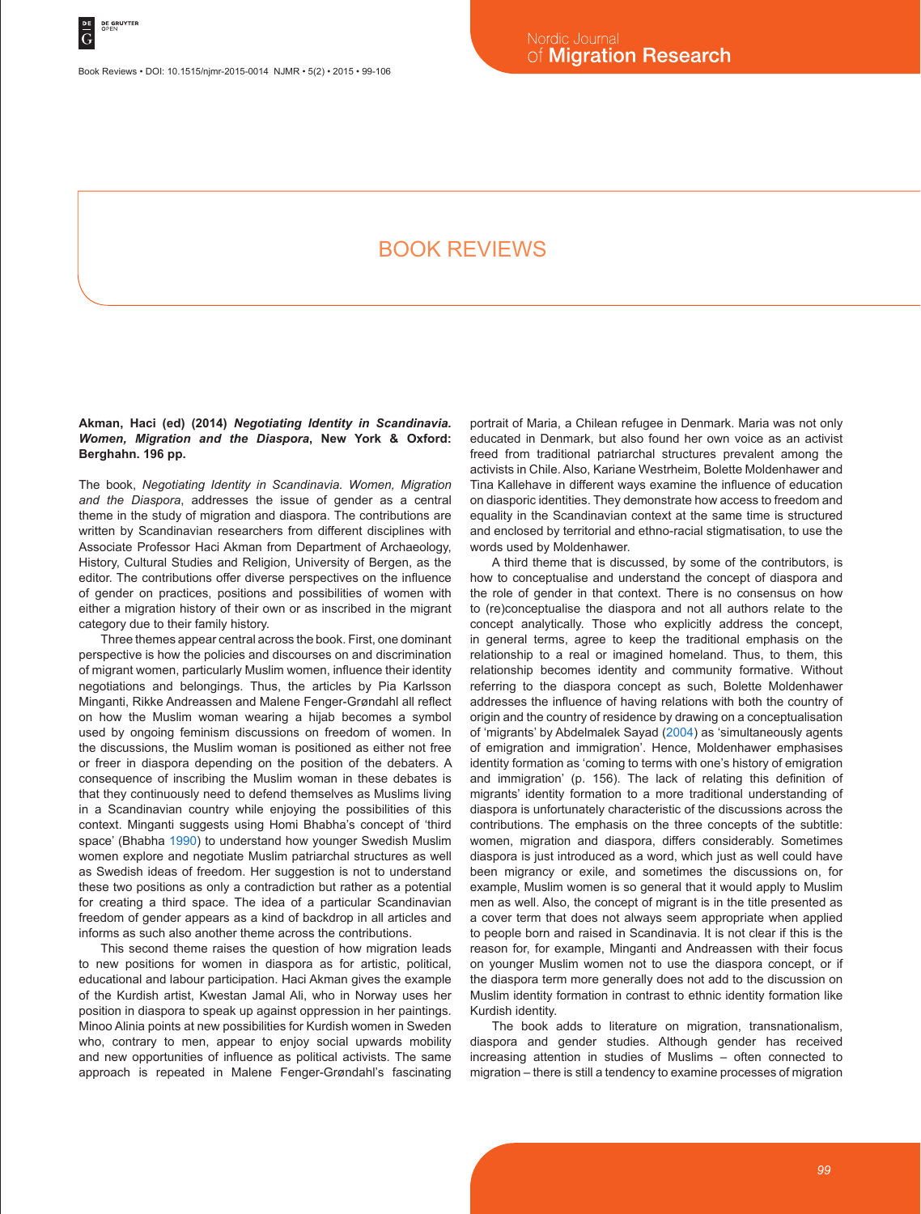# BOOK REVIEWS

**Akman, Haci (ed) (2014) *Negotiating Identity in Scandinavia. Women, Migration and the Diaspora*, New York & Oxford: Berghahn. 196 pp.**

The book, *Negotiating Identity in Scandinavia. Women, Migration and the Diaspora*, addresses the issue of gender as a central theme in the study of migration and diaspora. The contributions are written by Scandinavian researchers from different disciplines with Associate Professor Haci Akman from Department of Archaeology, History, Cultural Studies and Religion, University of Bergen, as the editor. The contributions offer diverse perspectives on the influence of gender on practices, positions and possibilities of women with either a migration history of their own or as inscribed in the migrant category due to their family history.

Three themes appear central across the book. First, one dominant perspective is how the policies and discourses on and discrimination of migrant women, particularly Muslim women, influence their identity negotiations and belongings. Thus, the articles by Pia Karlsson Minganti, Rikke Andreassen and Malene Fenger-Grøndahl all reflect on how the Muslim woman wearing a hijab becomes a symbol used by ongoing feminism discussions on freedom of women. In the discussions, the Muslim woman is positioned as either not free or freer in diaspora depending on the position of the debaters. A consequence of inscribing the Muslim woman in these debates is that they continuously need to defend themselves as Muslims living in a Scandinavian country while enjoying the possibilities of this context. Minganti suggests using Homi Bhabha's concept of 'third space' (Bhabha 1990) to understand how younger Swedish Muslim women explore and negotiate Muslim patriarchal structures as well as Swedish ideas of freedom. Her suggestion is not to understand these two positions as only a contradiction but rather as a potential for creating a third space. The idea of a particular Scandinavian freedom of gender appears as a kind of backdrop in all articles and informs as such also another theme across the contributions.

This second theme raises the question of how migration leads to new positions for women in diaspora as for artistic, political, educational and labour participation. Haci Akman gives the example of the Kurdish artist, Kwestan Jamal Ali, who in Norway uses her position in diaspora to speak up against oppression in her paintings. Minoo Alinia points at new possibilities for Kurdish women in Sweden who, contrary to men, appear to enjoy social upwards mobility and new opportunities of influence as political activists. The same approach is repeated in Malene Fenger-Grøndahl's fascinating portrait of Maria, a Chilean refugee in Denmark. Maria was not only educated in Denmark, but also found her own voice as an activist freed from traditional patriarchal structures prevalent among the activists in Chile. Also, Kariane Westrheim, Bolette Moldenhawer and Tina Kallehave in different ways examine the influence of education on diasporic identities. They demonstrate how access to freedom and equality in the Scandinavian context at the same time is structured and enclosed by territorial and ethno-racial stigmatisation, to use the words used by Moldenhawer.

A third theme that is discussed, by some of the contributors, is how to conceptualise and understand the concept of diaspora and the role of gender in that context. There is no consensus on how to (re)conceptualise the diaspora and not all authors relate to the concept analytically. Those who explicitly address the concept, in general terms, agree to keep the traditional emphasis on the relationship to a real or imagined homeland. Thus, to them, this relationship becomes identity and community formative. Without referring to the diaspora concept as such, Bolette Moldenhawer addresses the influence of having relations with both the country of origin and the country of residence by drawing on a conceptualisation of 'migrants' by Abdelmalek Sayad (2004) as 'simultaneously agents of emigration and immigration'. Hence, Moldenhawer emphasises identity formation as 'coming to terms with one's history of emigration and immigration' (p. 156). The lack of relating this definition of migrants' identity formation to a more traditional understanding of diaspora is unfortunately characteristic of the discussions across the contributions. The emphasis on the three concepts of the subtitle: women, migration and diaspora, differs considerably. Sometimes diaspora is just introduced as a word, which just as well could have been migrancy or exile, and sometimes the discussions on, for example, Muslim women is so general that it would apply to Muslim men as well. Also, the concept of migrant is in the title presented as a cover term that does not always seem appropriate when applied to people born and raised in Scandinavia. It is not clear if this is the reason for, for example, Minganti and Andreassen with their focus on younger Muslim women not to use the diaspora concept, or if the diaspora term more generally does not add to the discussion on Muslim identity formation in contrast to ethnic identity formation like Kurdish identity.

The book adds to literature on migration, transnationalism, diaspora and gender studies. Although gender has received increasing attention in studies of Muslims – often connected to migration – there is still a tendency to examine processes of migration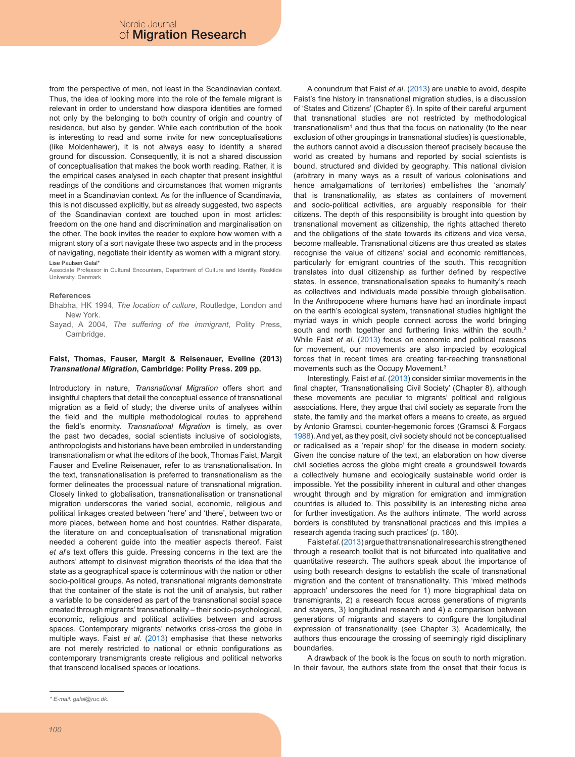from the perspective of men, not least in the Scandinavian context. Thus, the idea of looking more into the role of the female migrant is relevant in order to understand how diaspora identities are formed not only by the belonging to both country of origin and country of residence, but also by gender. While each contribution of the book is interesting to read and some invite for new conceptualisations (like Moldenhawer), it is not always easy to identify a shared ground for discussion. Consequently, it is not a shared discussion of conceptualisation that makes the book worth reading. Rather, it is the empirical cases analysed in each chapter that present insightful readings of the conditions and circumstances that women migrants meet in a Scandinavian context. As for the influence of Scandinavia, this is not discussed explicitly, but as already suggested, two aspects of the Scandinavian context are touched upon in most articles: freedom on the one hand and discrimination and marginalisation on the other. The book invites the reader to explore how women with a migrant story of a sort navigate these two aspects and in the process of navigating, negotiate their identity as women with a migrant story.

Lise Paulsen Galal*

Associate Professor in Cultural Encounters, Department of Culture and Identity, Roskilde University, Denmark

### References

Bhabha, HK 1994, *The location of culture*, Routledge, London and New York.

Sayad, A 2004, *The suffering of the immigrant*, Polity Press, Cambridge.

**Faist, Thomas, Fauser, Margit & Reisenauer, Eveline (2013) *Transnational Migration*, Cambridge: Polity Press. 209 pp.**

Introductory in nature, *Transnational Migration* offers short and insightful chapters that detail the conceptual essence of transnational migration as a field of study; the diverse units of analyses within the field and the multiple methodological routes to apprehend the field's enormity. *Transnational Migration* is timely, as over the past two decades, social scientists inclusive of sociologists, anthropologists and historians have been embroiled in understanding transnationalism or what the editors of the book, Thomas Faist, Margit Fauser and Eveline Reisenauer, refer to as transnationalisation. In the text, transnationalisation is preferred to transnationalism as the former delineates the processual nature of transnational migration. Closely linked to globalisation, transnationalisation or transnational migration underscores the varied social, economic, religious and political linkages created between 'here' and 'there', between two or more places, between home and host countries. Rather disparate, the literature on and conceptualisation of transnational migration needed a coherent guide into the meatier aspects thereof. Faist *et al*'s text offers this guide. Pressing concerns in the text are the authors' attempt to disinvest migration theorists of the idea that the state as a geographical space is coterminous with the nation or other socio-political groups. As noted, transnational migrants demonstrate that the container of the state is not the unit of analysis, but rather a variable to be considered as part of the transnational social space created through migrants' transnationality – their socio-psychological, economic, religious and political activities between and across spaces. Contemporary migrants' networks criss-cross the globe in multiple ways. Faist *et al*. (2013) emphasise that these networks are not merely restricted to national or ethnic configurations as contemporary transmigrants create religious and political networks that transcend localised spaces or locations.

A conundrum that Faist *et al*. (2013) are unable to avoid, despite Faist's fine history in transnational migration studies, is a discussion of 'States and Citizens' (Chapter 6). In spite of their careful argument that transnational studies are not restricted by methodological transnationalism[1] and thus that the focus on nationality (to the near exclusion of other groupings in transnational studies) is questionable, the authors cannot avoid a discussion thereof precisely because the world as created by humans and reported by social scientists is bound, structured and divided by geography. This national division (arbitrary in many ways as a result of various colonisations and hence amalgamations of territories) embellishes the 'anomaly' that is transnationality, as states as containers of movement and socio-political activities, are arguably responsible for their citizens. The depth of this responsibility is brought into question by transnational movement as citizenship, the rights attached thereto and the obligations of the state towards its citizens and vice versa, become malleable. Transnational citizens are thus created as states recognise the value of citizens' social and economic remittances, particularly for emigrant countries of the south. This recognition translates into dual citizenship as further defined by respective states. In essence, transnationalisation speaks to humanity's reach as collectives and individuals made possible through globalisation. In the Anthropocene where humans have had an inordinate impact on the earth's ecological system, transnational studies highlight the myriad ways in which people connect across the world bringing south and north together and furthering links within the south.[2] While Faist *et al*. (2013) focus on economic and political reasons for movement, our movements are also impacted by ecological forces that in recent times are creating far-reaching transnational movements such as the Occupy Movement.[3]

Interestingly, Faist *et al*. (2013) consider similar movements in the final chapter, 'Transnationalising Civil Society' (Chapter 8), although these movements are peculiar to migrants' political and religious associations. Here, they argue that civil society as separate from the state, the family and the market offers a means to create, as argued by Antonio Gramsci, counter-hegemonic forces (Gramsci & Forgacs 1988). And yet, as they posit, civil society should not be conceptualised or radicalised as a 'repair shop' for the disease in modern society. Given the concise nature of the text, an elaboration on how diverse civil societies across the globe might create a groundswell towards a collectively humane and ecologically sustainable world order is impossible. Yet the possibility inherent in cultural and other changes wrought through and by migration for emigration and immigration countries is alluded to. This possibility is an interesting niche area for further investigation. As the authors intimate, 'The world across borders is constituted by transnational practices and this implies a research agenda tracing such practices' (p. 180).

Faist *et al*. (2013) argue that transnational research is strengthened through a research toolkit that is not bifurcated into qualitative and quantitative research. The authors speak about the importance of using both research designs to establish the scale of transnational migration and the content of transnationality. This 'mixed methods approach' underscores the need for 1) more biographical data on transmigrants, 2) a research focus across generations of migrants and stayers, 3) longitudinal research and 4) a comparison between generations of migrants and stayers to configure the longitudinal expression of transnationality (see Chapter 3). Academically, the authors thus encourage the crossing of seemingly rigid disciplinary boundaries.

A drawback of the book is the focus on south to north migration. In their favour, the authors state from the onset that their focus is

---

\* E-mail: galal@ruc.dk.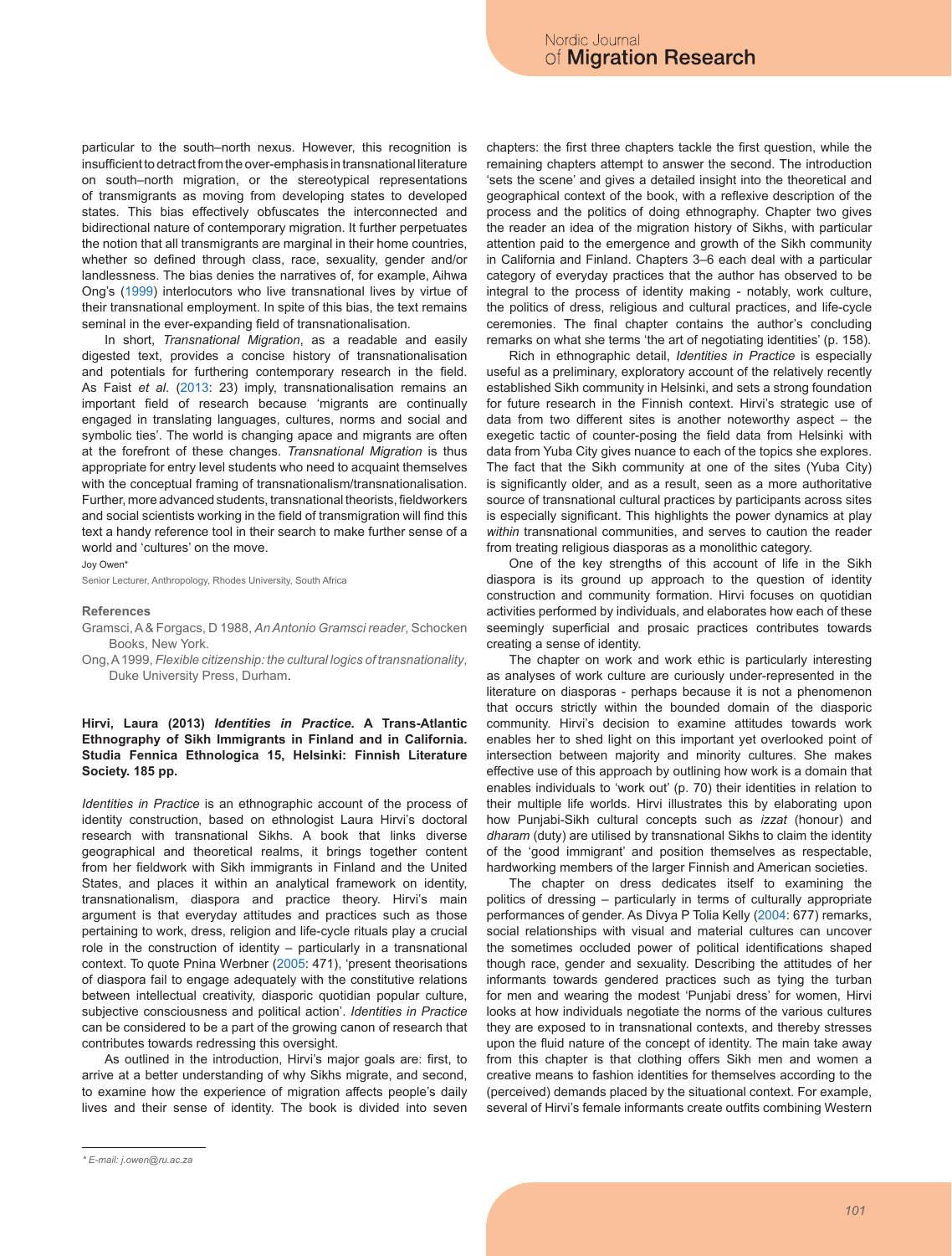particular to the south–north nexus. However, this recognition is insufficient to detract from the over-emphasis in transnational literature on south–north migration, or the stereotypical representations of transmigrants as moving from developing states to developed states. This bias effectively obfuscates the interconnected and bidirectional nature of contemporary migration. It further perpetuates the notion that all transmigrants are marginal in their home countries, whether so defined through class, race, sexuality, gender and/or landlessness. The bias denies the narratives of, for example, Aihwa Ong's (1999) interlocutors who live transnational lives by virtue of their transnational employment. In spite of this bias, the text remains seminal in the ever-expanding field of transnationalisation.

In short, *Transnational Migration*, as a readable and easily digested text, provides a concise history of transnationalisation and potentials for furthering contemporary research in the field. As Faist *et al*. (2013: 23) imply, transnationalisation remains an important field of research because 'migrants are continually engaged in translating languages, cultures, norms and social and symbolic ties'. The world is changing apace and migrants are often at the forefront of these changes. *Transnational Migration* is thus appropriate for entry level students who need to acquaint themselves with the conceptual framing of transnationalism/transnationalisation. Further, more advanced students, transnational theorists, fieldworkers and social scientists working in the field of transmigration will find this text a handy reference tool in their search to make further sense of a world and 'cultures' on the move.

Joy Owen*

Senior Lecturer, Anthropology, Rhodes University, South Africa

**References**

Gramsci, A & Forgacs, D 1988, *An Antonio Gramsci reader*, Schocken Books, New York.

Ong, A 1999, *Flexible citizenship: the cultural logics of transnationality*, Duke University Press, Durham.

**Hirvi, Laura (2013) *Identities in Practice*. A Trans-Atlantic Ethnography of Sikh Immigrants in Finland and in California. Studia Fennica Ethnologica 15, Helsinki: Finnish Literature Society. 185 pp.**

*Identities in Practice* is an ethnographic account of the process of identity construction, based on ethnologist Laura Hirvi's doctoral research with transnational Sikhs. A book that links diverse geographical and theoretical realms, it brings together content from her fieldwork with Sikh immigrants in Finland and the United States, and places it within an analytical framework on identity, transnationalism, diaspora and practice theory. Hirvi's main argument is that everyday attitudes and practices such as those pertaining to work, dress, religion and life-cycle rituals play a crucial role in the construction of identity – particularly in a transnational context. To quote Pnina Werbner (2005: 471), 'present theorisations of diaspora fail to engage adequately with the constitutive relations between intellectual creativity, diasporic quotidian popular culture, subjective consciousness and political action'. *Identities in Practice* can be considered to be a part of the growing canon of research that contributes towards redressing this oversight.

As outlined in the introduction, Hirvi's major goals are: first, to arrive at a better understanding of why Sikhs migrate, and second, to examine how the experience of migration affects people's daily lives and their sense of identity. The book is divided into seven chapters: the first three chapters tackle the first question, while the remaining chapters attempt to answer the second. The introduction 'sets the scene' and gives a detailed insight into the theoretical and geographical context of the book, with a reflexive description of the process and the politics of doing ethnography. Chapter two gives the reader an idea of the migration history of Sikhs, with particular attention paid to the emergence and growth of the Sikh community in California and Finland. Chapters 3–6 each deal with a particular category of everyday practices that the author has observed to be integral to the process of identity making - notably, work culture, the politics of dress, religious and cultural practices, and life-cycle ceremonies. The final chapter contains the author's concluding remarks on what she terms 'the art of negotiating identities' (p. 158).

Rich in ethnographic detail, *Identities in Practice* is especially useful as a preliminary, exploratory account of the relatively recently established Sikh community in Helsinki, and sets a strong foundation for future research in the Finnish context. Hirvi's strategic use of data from two different sites is another noteworthy aspect – the exegetic tactic of counter-posing the field data from Helsinki with data from Yuba City gives nuance to each of the topics she explores. The fact that the Sikh community at one of the sites (Yuba City) is significantly older, and as a result, seen as a more authoritative source of transnational cultural practices by participants across sites is especially significant. This highlights the power dynamics at play *within* transnational communities, and serves to caution the reader from treating religious diasporas as a monolithic category.

One of the key strengths of this account of life in the Sikh diaspora is its ground up approach to the question of identity construction and community formation. Hirvi focuses on quotidian activities performed by individuals, and elaborates how each of these seemingly superficial and prosaic practices contributes towards creating a sense of identity.

The chapter on work and work ethic is particularly interesting as analyses of work culture are curiously under-represented in the literature on diasporas - perhaps because it is not a phenomenon that occurs strictly within the bounded domain of the diasporic community. Hirvi's decision to examine attitudes towards work enables her to shed light on this important yet overlooked point of intersection between majority and minority cultures. She makes effective use of this approach by outlining how work is a domain that enables individuals to 'work out' (p. 70) their identities in relation to their multiple life worlds. Hirvi illustrates this by elaborating upon how Punjabi-Sikh cultural concepts such as *izzat* (honour) and *dharam* (duty) are utilised by transnational Sikhs to claim the identity of the 'good immigrant' and position themselves as respectable, hardworking members of the larger Finnish and American societies.

The chapter on dress dedicates itself to examining the politics of dressing – particularly in terms of culturally appropriate performances of gender. As Divya P Tolia Kelly (2004: 677) remarks, social relationships with visual and material cultures can uncover the sometimes occluded power of political identifications shaped though race, gender and sexuality. Describing the attitudes of her informants towards gendered practices such as tying the turban for men and wearing the modest 'Punjabi dress' for women, Hirvi looks at how individuals negotiate the norms of the various cultures they are exposed to in transnational contexts, and thereby stresses upon the fluid nature of the concept of identity. The main take away from this chapter is that clothing offers Sikh men and women a creative means to fashion identities for themselves according to the (perceived) demands placed by the situational context. For example, several of Hirvi's female informants create outfits combining Western

\* E-mail: j.owen@ru.ac.za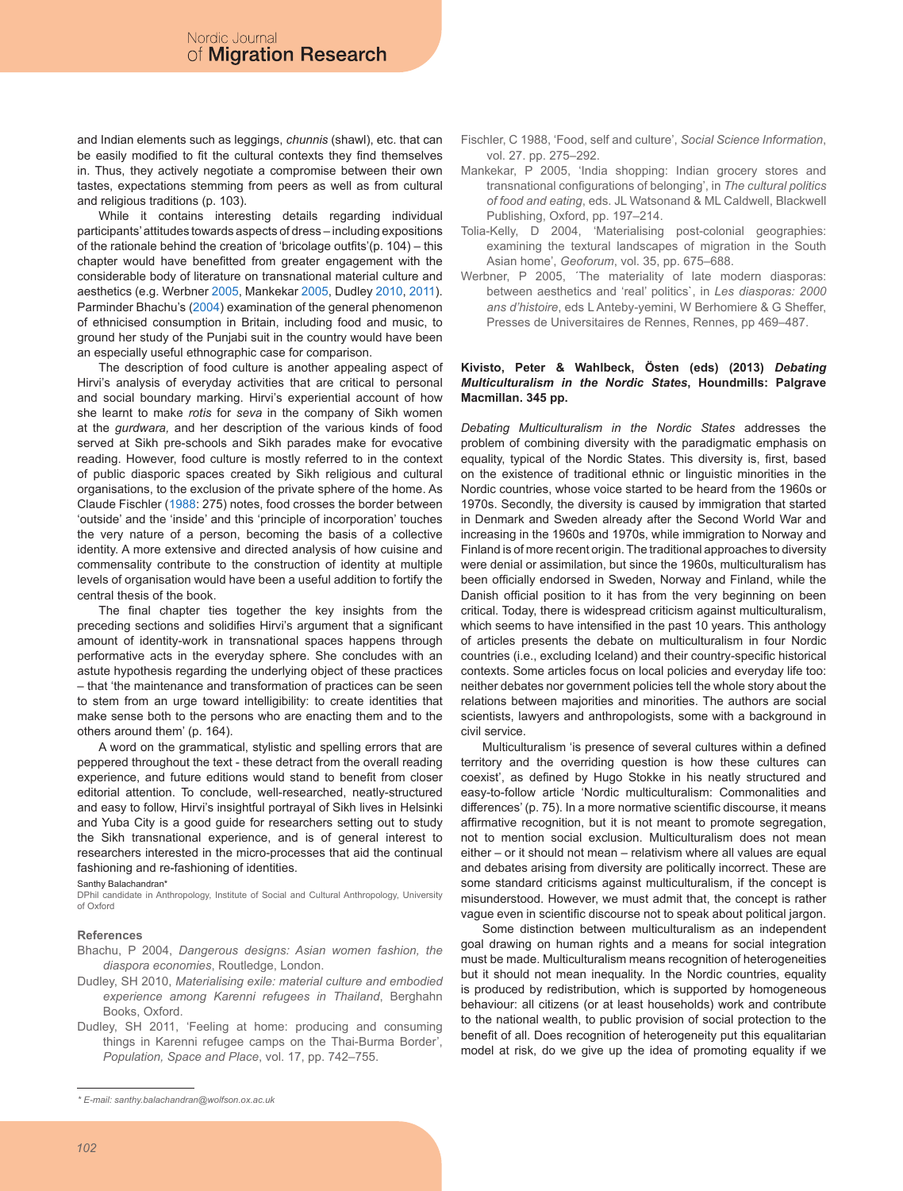and Indian elements such as leggings, *chunnis* (shawl), etc. that can be easily modified to fit the cultural contexts they find themselves in. Thus, they actively negotiate a compromise between their own tastes, expectations stemming from peers as well as from cultural and religious traditions (p. 103).

While it contains interesting details regarding individual participants' attitudes towards aspects of dress – including expositions of the rationale behind the creation of 'bricolage outfits'(p. 104) – this chapter would have benefitted from greater engagement with the considerable body of literature on transnational material culture and aesthetics (e.g. Werbner 2005, Mankekar 2005, Dudley 2010, 2011). Parminder Bhachu's (2004) examination of the general phenomenon of ethnicised consumption in Britain, including food and music, to ground her study of the Punjabi suit in the country would have been an especially useful ethnographic case for comparison.

The description of food culture is another appealing aspect of Hirvi's analysis of everyday activities that are critical to personal and social boundary marking. Hirvi's experiential account of how she learnt to make *rotis* for *seva* in the company of Sikh women at the *gurdwara*, and her description of the various kinds of food served at Sikh pre-schools and Sikh parades make for evocative reading. However, food culture is mostly referred to in the context of public diasporic spaces created by Sikh religious and cultural organisations, to the exclusion of the private sphere of the home. As Claude Fischler (1988: 275) notes, food crosses the border between 'outside' and the 'inside' and this 'principle of incorporation' touches the very nature of a person, becoming the basis of a collective identity. A more extensive and directed analysis of how cuisine and commensality contribute to the construction of identity at multiple levels of organisation would have been a useful addition to fortify the central thesis of the book.

The final chapter ties together the key insights from the preceding sections and solidifies Hirvi's argument that a significant amount of identity-work in transnational spaces happens through performative acts in the everyday sphere. She concludes with an astute hypothesis regarding the underlying object of these practices – that 'the maintenance and transformation of practices can be seen to stem from an urge toward intelligibility: to create identities that make sense both to the persons who are enacting them and to the others around them' (p. 164).

A word on the grammatical, stylistic and spelling errors that are peppered throughout the text - these detract from the overall reading experience, and future editions would stand to benefit from closer editorial attention. To conclude, well-researched, neatly-structured and easy to follow, Hirvi's insightful portrayal of Sikh lives in Helsinki and Yuba City is a good guide for researchers setting out to study the Sikh transnational experience, and is of general interest to researchers interested in the micro-processes that aid the continual fashioning and re-fashioning of identities.

Santhy Balachandran*

DPhil candidate in Anthropology, Institute of Social and Cultural Anthropology, University of Oxford

### References

Bhachu, P 2004, *Dangerous designs: Asian women fashion, the diaspora economies*, Routledge, London.

Dudley, SH 2010, *Materialising exile: material culture and embodied experience among Karenni refugees in Thailand*, Berghahn Books, Oxford.

Dudley, SH 2011, 'Feeling at home: producing and consuming things in Karenni refugee camps on the Thai-Burma Border', *Population, Space and Place*, vol. 17, pp. 742–755.

Fischler, C 1988, 'Food, self and culture', *Social Science Information*, vol. 27. pp. 275–292.

Mankekar, P 2005, 'India shopping: Indian grocery stores and transnational configurations of belonging', in *The cultural politics of food and eating*, eds. JL Watsonand & ML Caldwell, Blackwell Publishing, Oxford, pp. 197–214.

Tolia-Kelly, D 2004, 'Materialising post-colonial geographies: examining the textural landscapes of migration in the South Asian home', *Geoforum*, vol. 35, pp. 675–688.

Werbner, P 2005, ´The materiality of late modern diasporas: between aesthetics and 'real' politics`, in *Les diasporas: 2000 ans d'histoire*, eds L Anteby-yemini, W Berhomiere & G Sheffer, Presses de Universitaires de Rennes, Rennes, pp 469–487.

\* E-mail: santhy.balachandran@wolfson.ox.ac.uk

**Kivisto, Peter & Wahlbeck, Östen (eds) (2013) *Debating Multiculturalism in the Nordic States*, Houndmills: Palgrave Macmillan. 345 pp.**

*Debating Multiculturalism in the Nordic States* addresses the problem of combining diversity with the paradigmatic emphasis on equality, typical of the Nordic States. This diversity is, first, based on the existence of traditional ethnic or linguistic minorities in the Nordic countries, whose voice started to be heard from the 1960s or 1970s. Secondly, the diversity is caused by immigration that started in Denmark and Sweden already after the Second World War and increasing in the 1960s and 1970s, while immigration to Norway and Finland is of more recent origin. The traditional approaches to diversity were denial or assimilation, but since the 1960s, multiculturalism has been officially endorsed in Sweden, Norway and Finland, while the Danish official position to it has from the very beginning on been critical. Today, there is widespread criticism against multiculturalism, which seems to have intensified in the past 10 years. This anthology of articles presents the debate on multiculturalism in four Nordic countries (i.e., excluding Iceland) and their country-specific historical contexts. Some articles focus on local policies and everyday life too: neither debates nor government policies tell the whole story about the relations between majorities and minorities. The authors are social scientists, lawyers and anthropologists, some with a background in civil service.

Multiculturalism 'is presence of several cultures within a defined territory and the overriding question is how these cultures can coexist', as defined by Hugo Stokke in his neatly structured and easy-to-follow article 'Nordic multiculturalism: Commonalities and differences' (p. 75). In a more normative scientific discourse, it means affirmative recognition, but it is not meant to promote segregation, not to mention social exclusion. Multiculturalism does not mean either – or it should not mean – relativism where all values are equal and debates arising from diversity are politically incorrect. These are some standard criticisms against multiculturalism, if the concept is misunderstood. However, we must admit that, the concept is rather vague even in scientific discourse not to speak about political jargon.

Some distinction between multiculturalism as an independent goal drawing on human rights and a means for social integration must be made. Multiculturalism means recognition of heterogeneities but it should not mean inequality. In the Nordic countries, equality is produced by redistribution, which is supported by homogeneous behaviour: all citizens (or at least households) work and contribute to the national wealth, to public provision of social protection to the benefit of all. Does recognition of heterogeneity put this equalitarian model at risk, do we give up the idea of promoting equality if we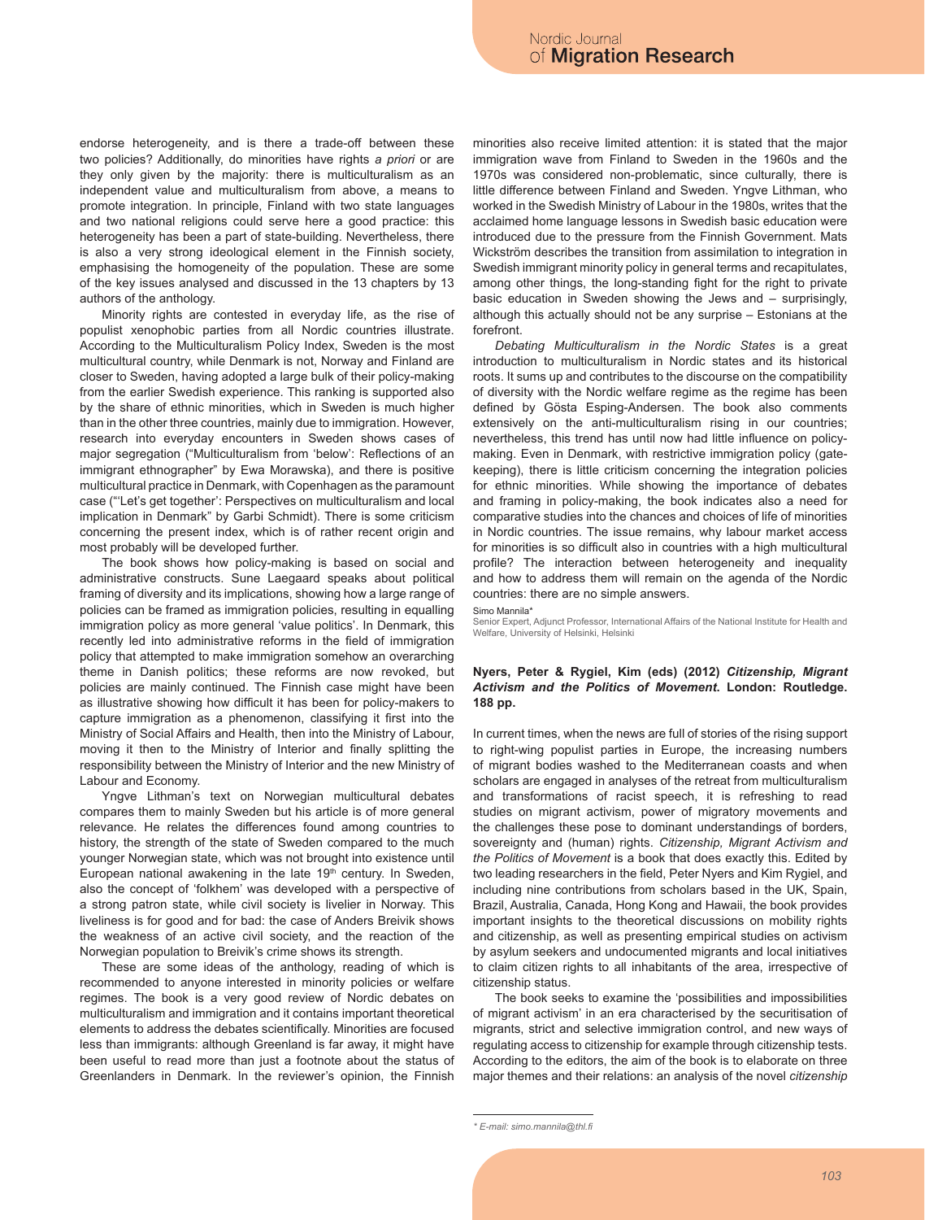endorse heterogeneity, and is there a trade-off between these two policies? Additionally, do minorities have rights *a priori* or are they only given by the majority: there is multiculturalism as an independent value and multiculturalism from above, a means to promote integration. In principle, Finland with two state languages and two national religions could serve here a good practice: this heterogeneity has been a part of state-building. Nevertheless, there is also a very strong ideological element in the Finnish society, emphasising the homogeneity of the population. These are some of the key issues analysed and discussed in the 13 chapters by 13 authors of the anthology.

Minority rights are contested in everyday life, as the rise of populist xenophobic parties from all Nordic countries illustrate. According to the Multiculturalism Policy Index, Sweden is the most multicultural country, while Denmark is not, Norway and Finland are closer to Sweden, having adopted a large bulk of their policy-making from the earlier Swedish experience. This ranking is supported also by the share of ethnic minorities, which in Sweden is much higher than in the other three countries, mainly due to immigration. However, research into everyday encounters in Sweden shows cases of major segregation ("Multiculturalism from 'below': Reflections of an immigrant ethnographer" by Ewa Morawska), and there is positive multicultural practice in Denmark, with Copenhagen as the paramount case ("'Let's get together': Perspectives on multiculturalism and local implication in Denmark" by Garbi Schmidt). There is some criticism concerning the present index, which is of rather recent origin and most probably will be developed further.

The book shows how policy-making is based on social and administrative constructs. Sune Laegaard speaks about political framing of diversity and its implications, showing how a large range of policies can be framed as immigration policies, resulting in equalling immigration policy as more general 'value politics'. In Denmark, this recently led into administrative reforms in the field of immigration policy that attempted to make immigration somehow an overarching theme in Danish politics; these reforms are now revoked, but policies are mainly continued. The Finnish case might have been as illustrative showing how difficult it has been for policy-makers to capture immigration as a phenomenon, classifying it first into the Ministry of Social Affairs and Health, then into the Ministry of Labour, moving it then to the Ministry of Interior and finally splitting the responsibility between the Ministry of Interior and the new Ministry of Labour and Economy.

Yngve Lithman's text on Norwegian multicultural debates compares them to mainly Sweden but his article is of more general relevance. He relates the differences found among countries to history, the strength of the state of Sweden compared to the much younger Norwegian state, which was not brought into existence until European national awakening in the late 19th century. In Sweden, also the concept of 'folkhem' was developed with a perspective of a strong patron state, while civil society is livelier in Norway. This liveliness is for good and for bad: the case of Anders Breivik shows the weakness of an active civil society, and the reaction of the Norwegian population to Breivik's crime shows its strength.

These are some ideas of the anthology, reading of which is recommended to anyone interested in minority policies or welfare regimes. The book is a very good review of Nordic debates on multiculturalism and immigration and it contains important theoretical elements to address the debates scientifically. Minorities are focused less than immigrants: although Greenland is far away, it might have been useful to read more than just a footnote about the status of Greenlanders in Denmark. In the reviewer's opinion, the Finnish minorities also receive limited attention: it is stated that the major immigration wave from Finland to Sweden in the 1960s and the 1970s was considered non-problematic, since culturally, there is little difference between Finland and Sweden. Yngve Lithman, who worked in the Swedish Ministry of Labour in the 1980s, writes that the acclaimed home language lessons in Swedish basic education were introduced due to the pressure from the Finnish Government. Mats Wickström describes the transition from assimilation to integration in Swedish immigrant minority policy in general terms and recapitulates, among other things, the long-standing fight for the right to private basic education in Sweden showing the Jews and – surprisingly, although this actually should not be any surprise – Estonians at the forefront.

*Debating Multiculturalism in the Nordic States* is a great introduction to multiculturalism in Nordic states and its historical roots. It sums up and contributes to the discourse on the compatibility of diversity with the Nordic welfare regime as the regime has been defined by Gösta Esping-Andersen. The book also comments extensively on the anti-multiculturalism rising in our countries; nevertheless, this trend has until now had little influence on policy-making. Even in Denmark, with restrictive immigration policy (gate-keeping), there is little criticism concerning the integration policies for ethnic minorities. While showing the importance of debates and framing in policy-making, the book indicates also a need for comparative studies into the chances and choices of life of minorities in Nordic countries. The issue remains, why labour market access for minorities is so difficult also in countries with a high multicultural profile? The interaction between heterogeneity and inequality and how to address them will remain on the agenda of the Nordic countries: there are no simple answers.

Simo Mannila*
Senior Expert, Adjunct Professor, International Affairs of the National Institute for Health and Welfare, University of Helsinki, Helsinki

**Nyers, Peter & Rygiel, Kim (eds) (2012) *Citizenship, Migrant Activism and the Politics of Movement*. London: Routledge. 188 pp.**

In current times, when the news are full of stories of the rising support to right-wing populist parties in Europe, the increasing numbers of migrant bodies washed to the Mediterranean coasts and when scholars are engaged in analyses of the retreat from multiculturalism and transformations of racist speech, it is refreshing to read studies on migrant activism, power of migratory movements and the challenges these pose to dominant understandings of borders, sovereignty and (human) rights. *Citizenship, Migrant Activism and the Politics of Movement* is a book that does exactly this. Edited by two leading researchers in the field, Peter Nyers and Kim Rygiel, and including nine contributions from scholars based in the UK, Spain, Brazil, Australia, Canada, Hong Kong and Hawaii, the book provides important insights to the theoretical discussions on mobility rights and citizenship, as well as presenting empirical studies on activism by asylum seekers and undocumented migrants and local initiatives to claim citizen rights to all inhabitants of the area, irrespective of citizenship status.

The book seeks to examine the 'possibilities and impossibilities of migrant activism' in an era characterised by the securitisation of migrants, strict and selective immigration control, and new ways of regulating access to citizenship for example through citizenship tests. According to the editors, the aim of the book is to elaborate on three major themes and their relations: an analysis of the novel *citizenship*

\* E-mail: simo.mannila@thl.fi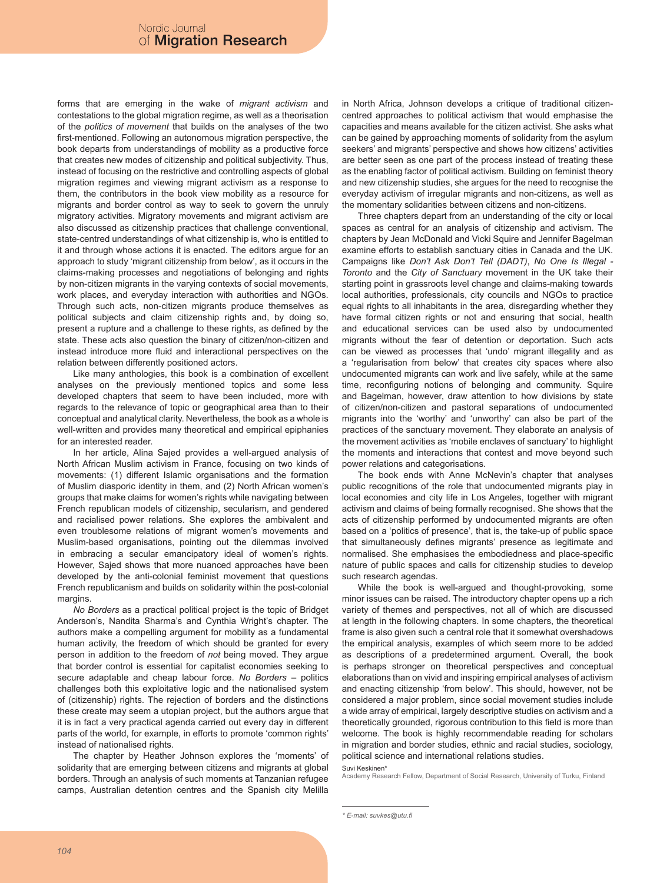forms that are emerging in the wake of *migrant activism* and contestations to the global migration regime, as well as a theorisation of the *politics of movement* that builds on the analyses of the two first-mentioned. Following an autonomous migration perspective, the book departs from understandings of mobility as a productive force that creates new modes of citizenship and political subjectivity. Thus, instead of focusing on the restrictive and controlling aspects of global migration regimes and viewing migrant activism as a response to them, the contributors in the book view mobility as a resource for migrants and border control as way to seek to govern the unruly migratory activities. Migratory movements and migrant activism are also discussed as citizenship practices that challenge conventional, state-centred understandings of what citizenship is, who is entitled to it and through whose actions it is enacted. The editors argue for an approach to study 'migrant citizenship from below', as it occurs in the claims-making processes and negotiations of belonging and rights by non-citizen migrants in the varying contexts of social movements, work places, and everyday interaction with authorities and NGOs. Through such acts, non-citizen migrants produce themselves as political subjects and claim citizenship rights and, by doing so, present a rupture and a challenge to these rights, as defined by the state. These acts also question the binary of citizen/non-citizen and instead introduce more fluid and interactional perspectives on the relation between differently positioned actors.

Like many anthologies, this book is a combination of excellent analyses on the previously mentioned topics and some less developed chapters that seem to have been included, more with regards to the relevance of topic or geographical area than to their conceptual and analytical clarity. Nevertheless, the book as a whole is well-written and provides many theoretical and empirical epiphanies for an interested reader.

In her article, Alina Sajed provides a well-argued analysis of North African Muslim activism in France, focusing on two kinds of movements: (1) different Islamic organisations and the formation of Muslim diasporic identity in them, and (2) North African women's groups that make claims for women's rights while navigating between French republican models of citizenship, secularism, and gendered and racialised power relations. She explores the ambivalent and even troublesome relations of migrant women's movements and Muslim-based organisations, pointing out the dilemmas involved in embracing a secular emancipatory ideal of women's rights. However, Sajed shows that more nuanced approaches have been developed by the anti-colonial feminist movement that questions French republicanism and builds on solidarity within the post-colonial margins.

*No Borders* as a practical political project is the topic of Bridget Anderson's, Nandita Sharma's and Cynthia Wright's chapter. The authors make a compelling argument for mobility as a fundamental human activity, the freedom of which should be granted for every person in addition to the freedom of *not* being moved. They argue that border control is essential for capitalist economies seeking to secure adaptable and cheap labour force. *No Borders* – politics challenges both this exploitative logic and the nationalised system of (citizenship) rights. The rejection of borders and the distinctions these create may seem a utopian project, but the authors argue that it is in fact a very practical agenda carried out every day in different parts of the world, for example, in efforts to promote 'common rights' instead of nationalised rights.

The chapter by Heather Johnson explores the 'moments' of solidarity that are emerging between citizens and migrants at global borders. Through an analysis of such moments at Tanzanian refugee camps, Australian detention centres and the Spanish city Melilla in North Africa, Johnson develops a critique of traditional citizen-centred approaches to political activism that would emphasise the capacities and means available for the citizen activist. She asks what can be gained by approaching moments of solidarity from the asylum seekers' and migrants' perspective and shows how citizens' activities are better seen as one part of the process instead of treating these as the enabling factor of political activism. Building on feminist theory and new citizenship studies, she argues for the need to recognise the everyday activism of irregular migrants and non-citizens, as well as the momentary solidarities between citizens and non-citizens.

Three chapters depart from an understanding of the city or local spaces as central for an analysis of citizenship and activism. The chapters by Jean McDonald and Vicki Squire and Jennifer Bagelman examine efforts to establish sanctuary cities in Canada and the UK. Campaigns like *Don't Ask Don't Tell (DADT)*, *No One Is Illegal - Toronto* and the *City of Sanctuary* movement in the UK take their starting point in grassroots level change and claims-making towards local authorities, professionals, city councils and NGOs to practice equal rights to all inhabitants in the area, disregarding whether they have formal citizen rights or not and ensuring that social, health and educational services can be used also by undocumented migrants without the fear of detention or deportation. Such acts can be viewed as processes that 'undo' migrant illegality and as a 'regularisation from below' that creates city spaces where also undocumented migrants can work and live safely, while at the same time, reconfiguring notions of belonging and community. Squire and Bagelman, however, draw attention to how divisions by state of citizen/non-citizen and pastoral separations of undocumented migrants into the 'worthy' and 'unworthy' can also be part of the practices of the sanctuary movement. They elaborate an analysis of the movement activities as 'mobile enclaves of sanctuary' to highlight the moments and interactions that contest and move beyond such power relations and categorisations.

The book ends with Anne McNevin's chapter that analyses public recognitions of the role that undocumented migrants play in local economies and city life in Los Angeles, together with migrant activism and claims of being formally recognised. She shows that the acts of citizenship performed by undocumented migrants are often based on a 'politics of presence', that is, the take-up of public space that simultaneously defines migrants' presence as legitimate and normalised. She emphasises the embodiedness and place-specific nature of public spaces and calls for citizenship studies to develop such research agendas.

While the book is well-argued and thought-provoking, some minor issues can be raised. The introductory chapter opens up a rich variety of themes and perspectives, not all of which are discussed at length in the following chapters. In some chapters, the theoretical frame is also given such a central role that it somewhat overshadows the empirical analysis, examples of which seem more to be added as descriptions of a predetermined argument. Overall, the book is perhaps stronger on theoretical perspectives and conceptual elaborations than on vivid and inspiring empirical analyses of activism and enacting citizenship 'from below'. This should, however, not be considered a major problem, since social movement studies include a wide array of empirical, largely descriptive studies on activism and a theoretically grounded, rigorous contribution to this field is more than welcome. The book is highly recommendable reading for scholars in migration and border studies, ethnic and racial studies, sociology, political science and international relations studies.

Suvi Keskinen*

Academy Research Fellow, Department of Social Research, University of Turku, Finland

\* E-mail: suvkes@utu.fi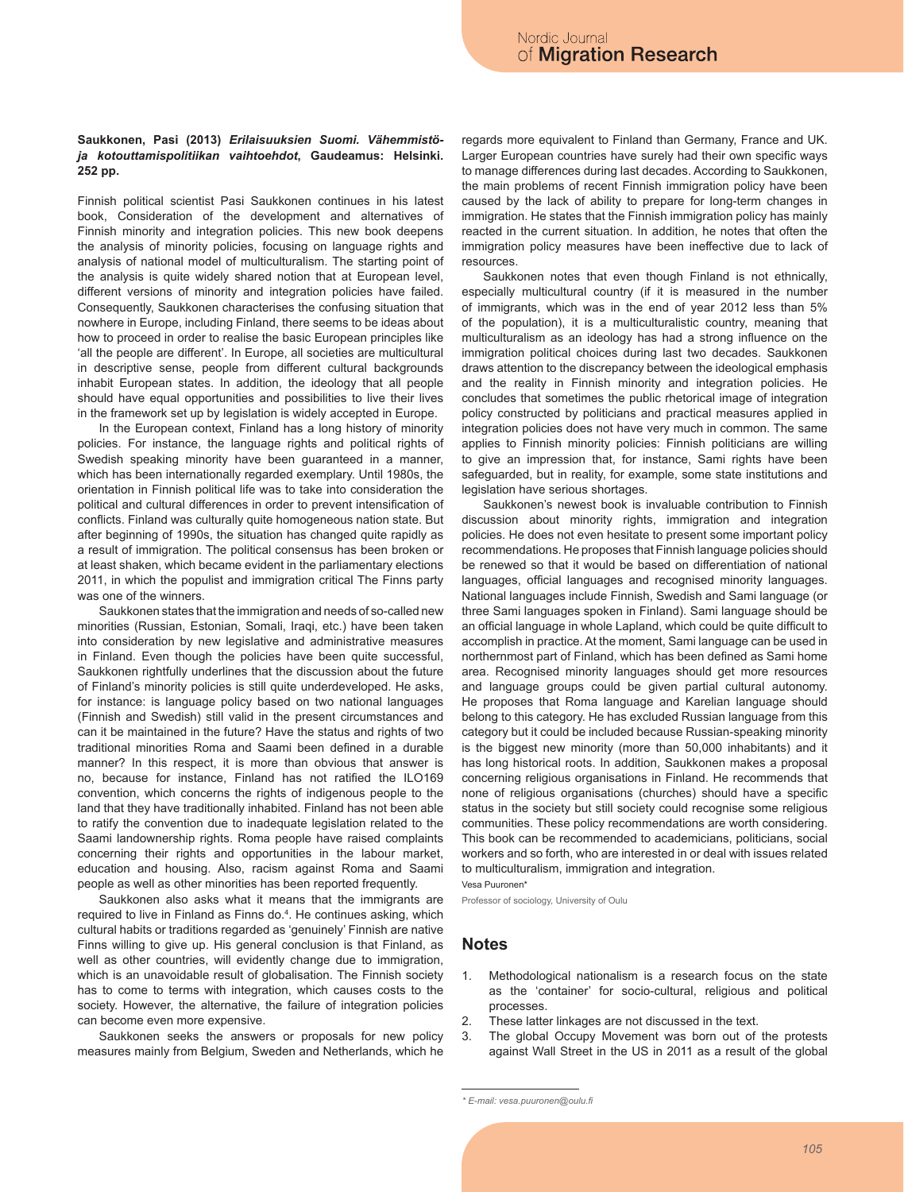**Saukkonen, Pasi (2013) *Erilaisuuksien Suomi. Vähemmistö- ja kotouttamispolitiikan vaihtoehdot*, Gaudeamus: Helsinki. 252 pp.**

Finnish political scientist Pasi Saukkonen continues in his latest book, Consideration of the development and alternatives of Finnish minority and integration policies. This new book deepens the analysis of minority policies, focusing on language rights and analysis of national model of multiculturalism. The starting point of the analysis is quite widely shared notion that at European level, different versions of minority and integration policies have failed. Consequently, Saukkonen characterises the confusing situation that nowhere in Europe, including Finland, there seems to be ideas about how to proceed in order to realise the basic European principles like 'all the people are different'. In Europe, all societies are multicultural in descriptive sense, people from different cultural backgrounds inhabit European states. In addition, the ideology that all people should have equal opportunities and possibilities to live their lives in the framework set up by legislation is widely accepted in Europe.

In the European context, Finland has a long history of minority policies. For instance, the language rights and political rights of Swedish speaking minority have been guaranteed in a manner, which has been internationally regarded exemplary. Until 1980s, the orientation in Finnish political life was to take into consideration the political and cultural differences in order to prevent intensification of conflicts. Finland was culturally quite homogeneous nation state. But after beginning of 1990s, the situation has changed quite rapidly as a result of immigration. The political consensus has been broken or at least shaken, which became evident in the parliamentary elections 2011, in which the populist and immigration critical The Finns party was one of the winners.

Saukkonen states that the immigration and needs of so-called new minorities (Russian, Estonian, Somali, Iraqi, etc.) have been taken into consideration by new legislative and administrative measures in Finland. Even though the policies have been quite successful, Saukkonen rightfully underlines that the discussion about the future of Finland's minority policies is still quite underdeveloped. He asks, for instance: is language policy based on two national languages (Finnish and Swedish) still valid in the present circumstances and can it be maintained in the future? Have the status and rights of two traditional minorities Roma and Saami been defined in a durable manner? In this respect, it is more than obvious that answer is no, because for instance, Finland has not ratified the ILO169 convention, which concerns the rights of indigenous people to the land that they have traditionally inhabited. Finland has not been able to ratify the convention due to inadequate legislation related to the Saami landownership rights. Roma people have raised complaints concerning their rights and opportunities in the labour market, education and housing. Also, racism against Roma and Saami people as well as other minorities has been reported frequently.

Saukkonen also asks what it means that the immigrants are required to live in Finland as Finns do.[4]. He continues asking, which cultural habits or traditions regarded as 'genuinely' Finnish are native Finns willing to give up. His general conclusion is that Finland, as well as other countries, will evidently change due to immigration, which is an unavoidable result of globalisation. The Finnish society has to come to terms with integration, which causes costs to the society. However, the alternative, the failure of integration policies can become even more expensive.

Saukkonen seeks the answers or proposals for new policy measures mainly from Belgium, Sweden and Netherlands, which he regards more equivalent to Finland than Germany, France and UK. Larger European countries have surely had their own specific ways to manage differences during last decades. According to Saukkonen, the main problems of recent Finnish immigration policy have been caused by the lack of ability to prepare for long-term changes in immigration. He states that the Finnish immigration policy has mainly reacted in the current situation. In addition, he notes that often the immigration policy measures have been ineffective due to lack of resources.

Saukkonen notes that even though Finland is not ethnically, especially multicultural country (if it is measured in the number of immigrants, which was in the end of year 2012 less than 5% of the population), it is a multiculturalistic country, meaning that multiculturalism as an ideology has had a strong influence on the immigration political choices during last two decades. Saukkonen draws attention to the discrepancy between the ideological emphasis and the reality in Finnish minority and integration policies. He concludes that sometimes the public rhetorical image of integration policy constructed by politicians and practical measures applied in integration policies does not have very much in common. The same applies to Finnish minority policies: Finnish politicians are willing to give an impression that, for instance, Sami rights have been safeguarded, but in reality, for example, some state institutions and legislation have serious shortages.

Saukkonen's newest book is invaluable contribution to Finnish discussion about minority rights, immigration and integration policies. He does not even hesitate to present some important policy recommendations. He proposes that Finnish language policies should be renewed so that it would be based on differentiation of national languages, official languages and recognised minority languages. National languages include Finnish, Swedish and Sami language (or three Sami languages spoken in Finland). Sami language should be an official language in whole Lapland, which could be quite difficult to accomplish in practice. At the moment, Sami language can be used in northernmost part of Finland, which has been defined as Sami home area. Recognised minority languages should get more resources and language groups could be given partial cultural autonomy. He proposes that Roma language and Karelian language should belong to this category. He has excluded Russian language from this category but it could be included because Russian-speaking minority is the biggest new minority (more than 50,000 inhabitants) and it has long historical roots. In addition, Saukkonen makes a proposal concerning religious organisations in Finland. He recommends that none of religious organisations (churches) should have a specific status in the society but still society could recognise some religious communities. These policy recommendations are worth considering. This book can be recommended to academicians, politicians, social workers and so forth, who are interested in or deal with issues related to multiculturalism, immigration and integration.

Vesa Puuronen*

Professor of sociology, University of Oulu

## Notes

1. Methodological nationalism is a research focus on the state as the 'container' for socio-cultural, religious and political processes.
2. These latter linkages are not discussed in the text.
3. The global Occupy Movement was born out of the protests against Wall Street in the US in 2011 as a result of the global

\* E-mail: vesa.puuronen@oulu.fi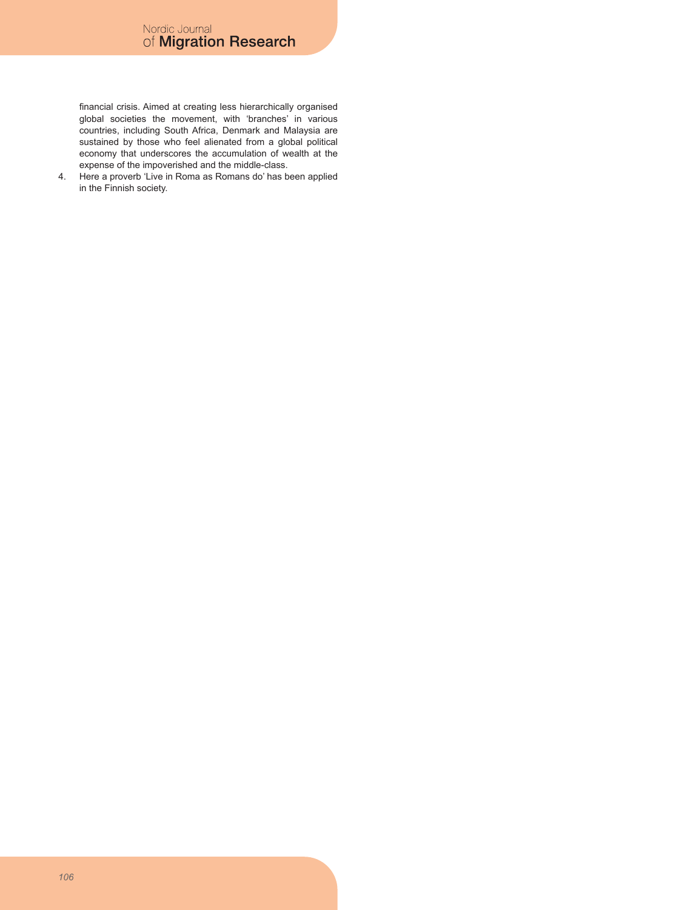financial crisis. Aimed at creating less hierarchically organised global societies the movement, with 'branches' in various countries, including South Africa, Denmark and Malaysia are sustained by those who feel alienated from a global political economy that underscores the accumulation of wealth at the expense of the impoverished and the middle-class.

4. Here a proverb 'Live in Roma as Romans do' has been applied in the Finnish society.